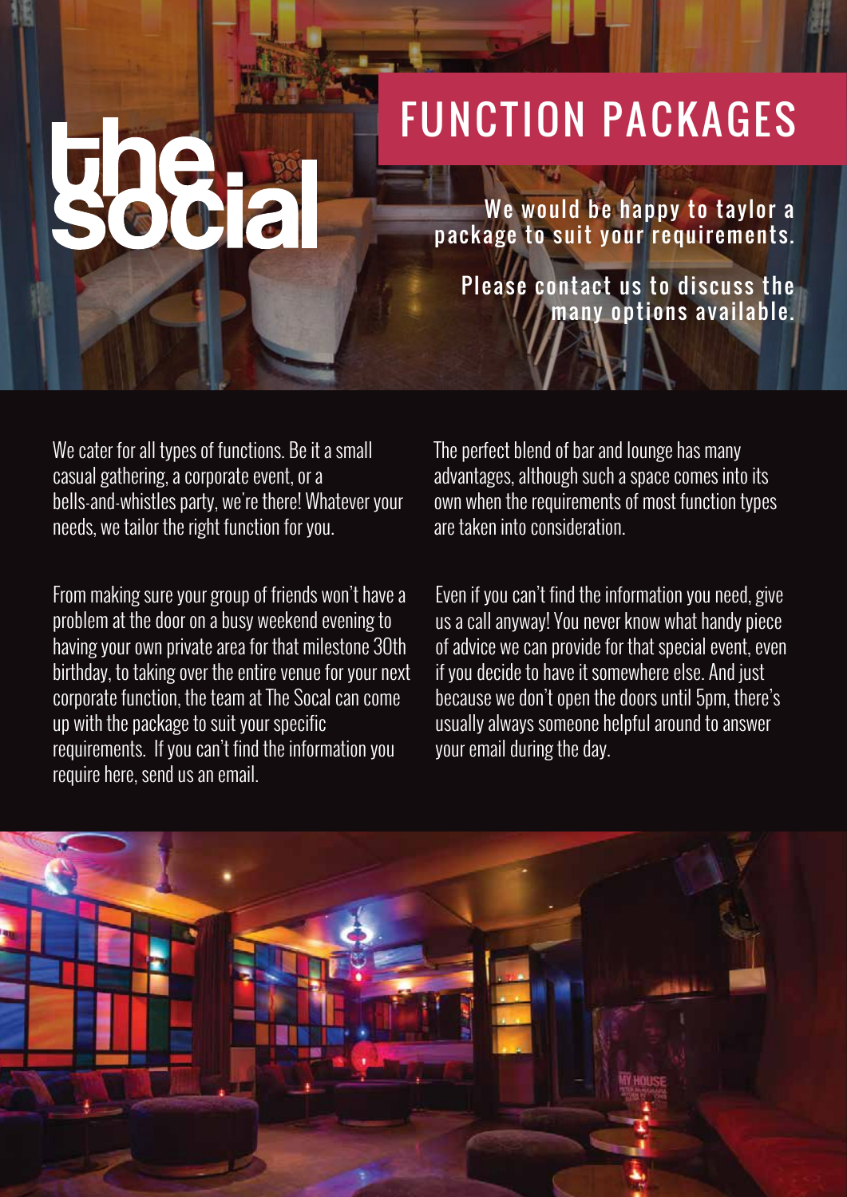# the social

## FUNCTION PACKAGES

**We would be happy to taylor a package to suit your requirements.**

**Please contact us to discuss the many options available.**

We cater for all types of functions. Be it a small casual gathering, a corporate event, or a bells-and-whistles party, we're there! Whatever your needs, we tailor the right function for you.

From making sure your group of friends won't have a problem at the door on a busy weekend evening to having your own private area for that milestone 30th birthday, to taking over the entire venue for your next corporate function, the team at The Socal can come up with the package to suit your specific requirements. If you can't find the information you require here, send us an email.

The perfect blend of bar and lounge has many advantages, although such a space comes into its own when the requirements of most function types are taken into consideration.

Even if you can't find the information you need, give us a call anyway! You never know what handy piece of advice we can provide for that special event, even if you decide to have it somewhere else. And just because we don't open the doors until 5pm, there's usually always someone helpful around to answer your email during the day.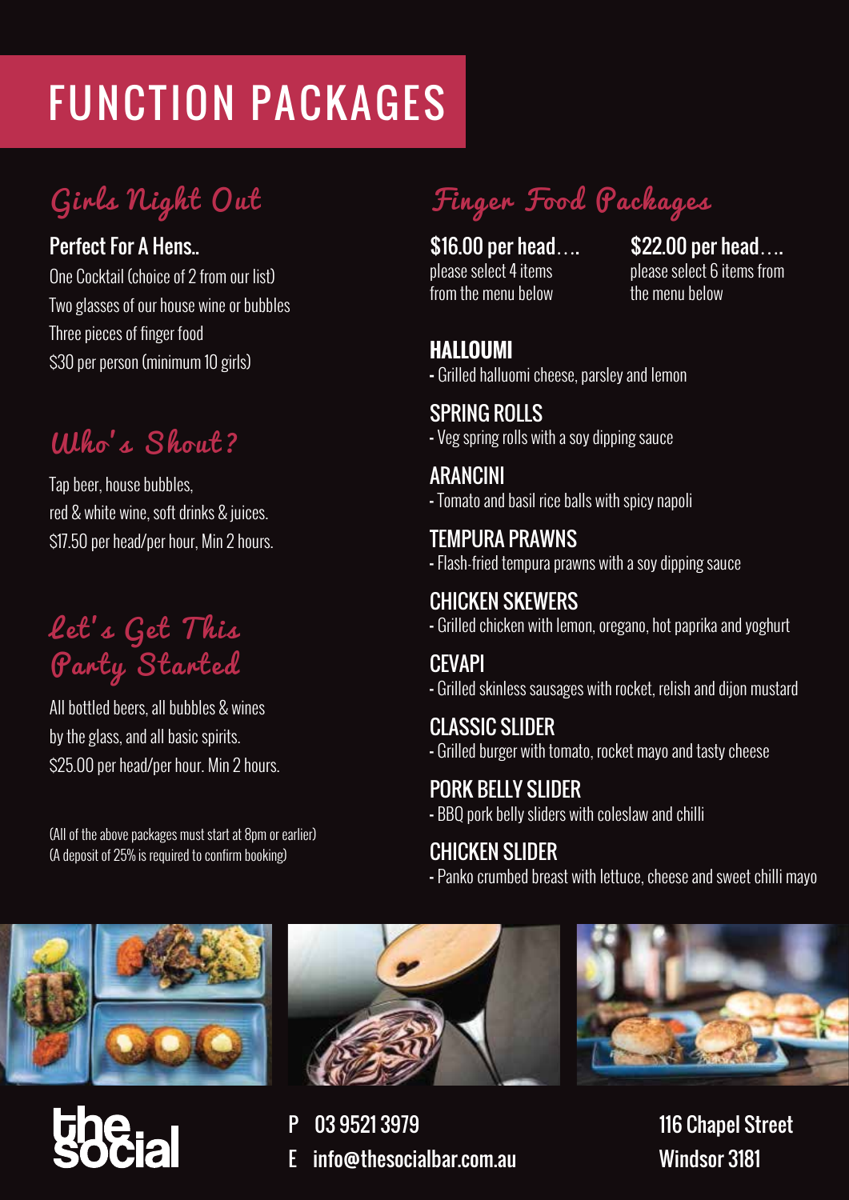# FUNCTION PACKAGES

## Girls Night Out

**Perfect For A Hens..**

One Cocktail (choice of 2 from our list)
Two glasses of our house wine or bubbles
Three pieces of finger food
$30 per person (minimum 10 girls)

## Who's Shout?

Tap beer, house bubbles,
red & white wine, soft drinks & juices.
$17.50 per head/per hour, Min 2 hours.

## Let's Get This Party Started

All bottled beers, all bubbles & wines
by the glass, and all basic spirits.
$25.00 per head/per hour. Min 2 hours.

(All of the above packages must start at 8pm or earlier)
(A deposit of 25% is required to confirm booking)

## Finger Food Packages

**$16.00 per head….**
please select 4 items from the menu below

**$22.00 per head….**
please select 6 items from the menu below

**HALLOUMI**
- Grilled halluomi cheese, parsley and lemon

**SPRING ROLLS**
- Veg spring rolls with a soy dipping sauce

**ARANCINI**
- Tomato and basil rice balls with spicy napoli

**TEMPURA PRAWNS**
- Flash-fried tempura prawns with a soy dipping sauce

**CHICKEN SKEWERS**
- Grilled chicken with lemon, oregano, hot paprika and yoghurt

**CEVAPI**
- Grilled skinless sausages with rocket, relish and dijon mustard

**CLASSIC SLIDER**
- Grilled burger with tomato, rocket mayo and tasty cheese

**PORK BELLY SLIDER**
- BBQ pork belly sliders with coleslaw and chilli

**CHICKEN SLIDER**
- Panko crumbed breast with lettuce, cheese and sweet chilli mayo

the social

P 03 9521 3979
E info@thesocialbar.com.au

116 Chapel Street
Windsor 3181